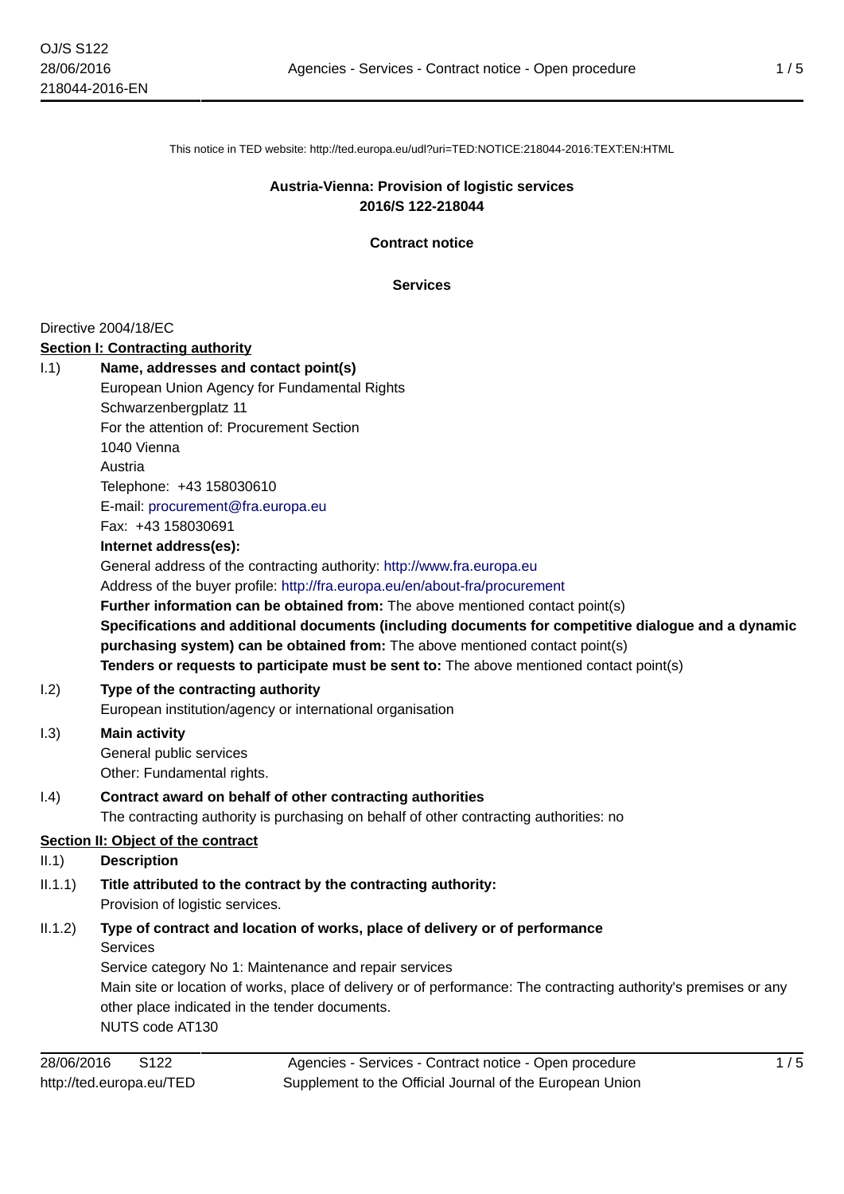This notice in TED website: http://ted.europa.eu/udl?uri=TED:NOTICE:218044-2016:TEXT:EN:HTML

**Austria-Vienna: Provision of logistic services**
**2016/S 122-218044**

**Contract notice**

**Services**

Directive 2004/18/EC

## Section I: Contracting authority

**I.1) Name, addresses and contact point(s)**

European Union Agency for Fundamental Rights
Schwarzenbergplatz 11
For the attention of: Procurement Section
1040 Vienna
Austria
Telephone: +43 158030610
E-mail: procurement@fra.europa.eu
Fax: +43 158030691

**Internet address(es):**

General address of the contracting authority: http://www.fra.europa.eu

Address of the buyer profile: http://fra.europa.eu/en/about-fra/procurement

**Further information can be obtained from:** The above mentioned contact point(s)

**Specifications and additional documents (including documents for competitive dialogue and a dynamic purchasing system) can be obtained from:** The above mentioned contact point(s)

**Tenders or requests to participate must be sent to:** The above mentioned contact point(s)

**I.2) Type of the contracting authority**

European institution/agency or international organisation

**I.3) Main activity**

General public services
Other: Fundamental rights.

**I.4) Contract award on behalf of other contracting authorities**

The contracting authority is purchasing on behalf of other contracting authorities: no

## Section II: Object of the contract

**II.1) Description**

**II.1.1) Title attributed to the contract by the contracting authority:**

Provision of logistic services.

**II.1.2) Type of contract and location of works, place of delivery or of performance**

Services
Service category No 1: Maintenance and repair services
Main site or location of works, place of delivery or of performance: The contracting authority's premises or any other place indicated in the tender documents.
NUTS code AT130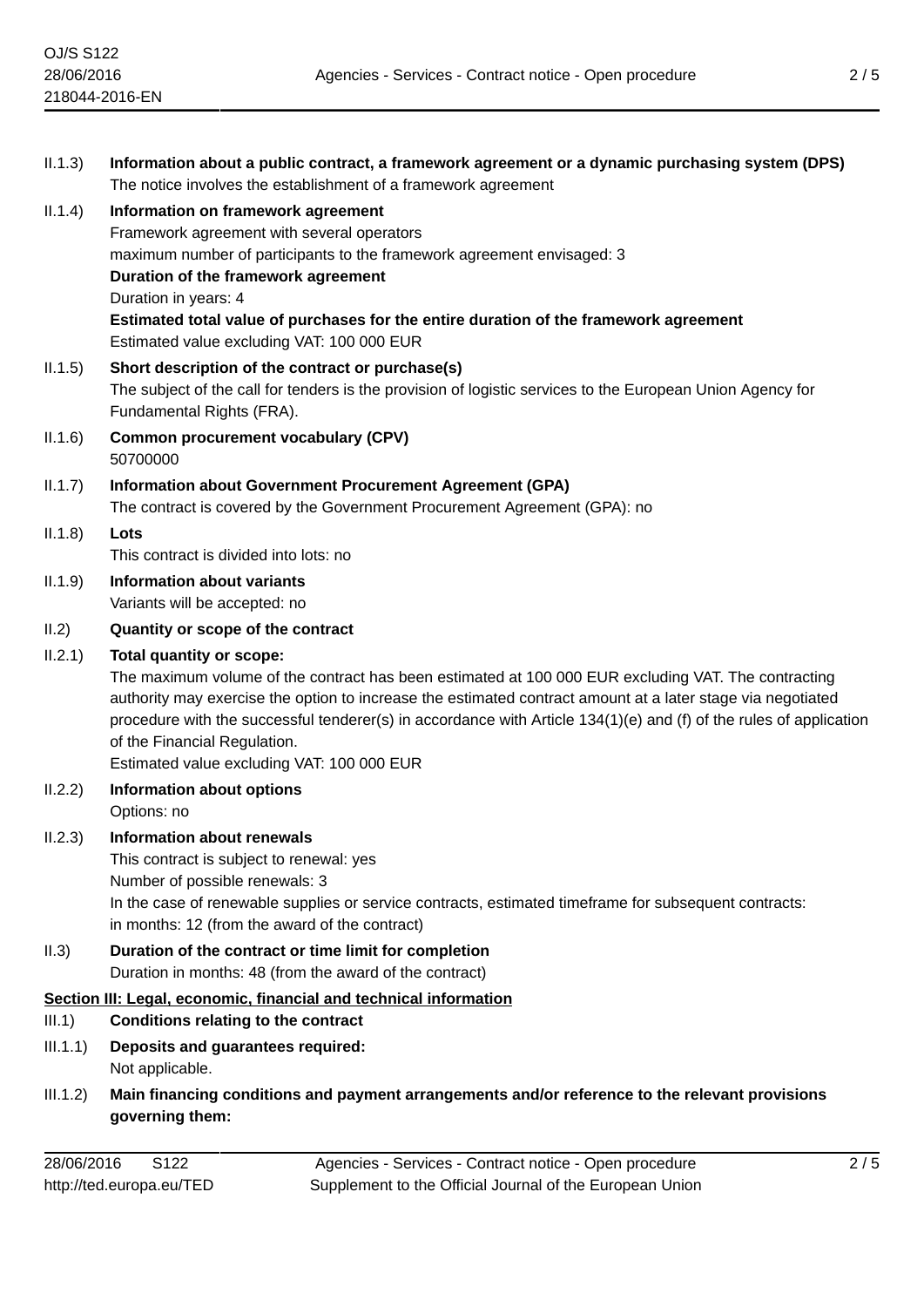II.1.3) **Information about a public contract, a framework agreement or a dynamic purchasing system (DPS)**
The notice involves the establishment of a framework agreement

II.1.4) **Information on framework agreement**
Framework agreement with several operators
maximum number of participants to the framework agreement envisaged: 3
**Duration of the framework agreement**
Duration in years: 4
**Estimated total value of purchases for the entire duration of the framework agreement**
Estimated value excluding VAT: 100 000 EUR

II.1.5) **Short description of the contract or purchase(s)**
The subject of the call for tenders is the provision of logistic services to the European Union Agency for Fundamental Rights (FRA).

II.1.6) **Common procurement vocabulary (CPV)**
50700000

II.1.7) **Information about Government Procurement Agreement (GPA)**
The contract is covered by the Government Procurement Agreement (GPA): no

II.1.8) **Lots**
This contract is divided into lots: no

II.1.9) **Information about variants**
Variants will be accepted: no

II.2) **Quantity or scope of the contract**

II.2.1) **Total quantity or scope:**
The maximum volume of the contract has been estimated at 100 000 EUR excluding VAT. The contracting authority may exercise the option to increase the estimated contract amount at a later stage via negotiated procedure with the successful tenderer(s) in accordance with Article 134(1)(e) and (f) of the rules of application of the Financial Regulation.
Estimated value excluding VAT: 100 000 EUR

II.2.2) **Information about options**
Options: no

II.2.3) **Information about renewals**
This contract is subject to renewal: yes
Number of possible renewals: 3
In the case of renewable supplies or service contracts, estimated timeframe for subsequent contracts:
in months: 12 (from the award of the contract)

II.3) **Duration of the contract or time limit for completion**
Duration in months: 48 (from the award of the contract)

## Section III: Legal, economic, financial and technical information

III.1) **Conditions relating to the contract**

III.1.1) **Deposits and guarantees required:**
Not applicable.

III.1.2) **Main financing conditions and payment arrangements and/or reference to the relevant provisions governing them:**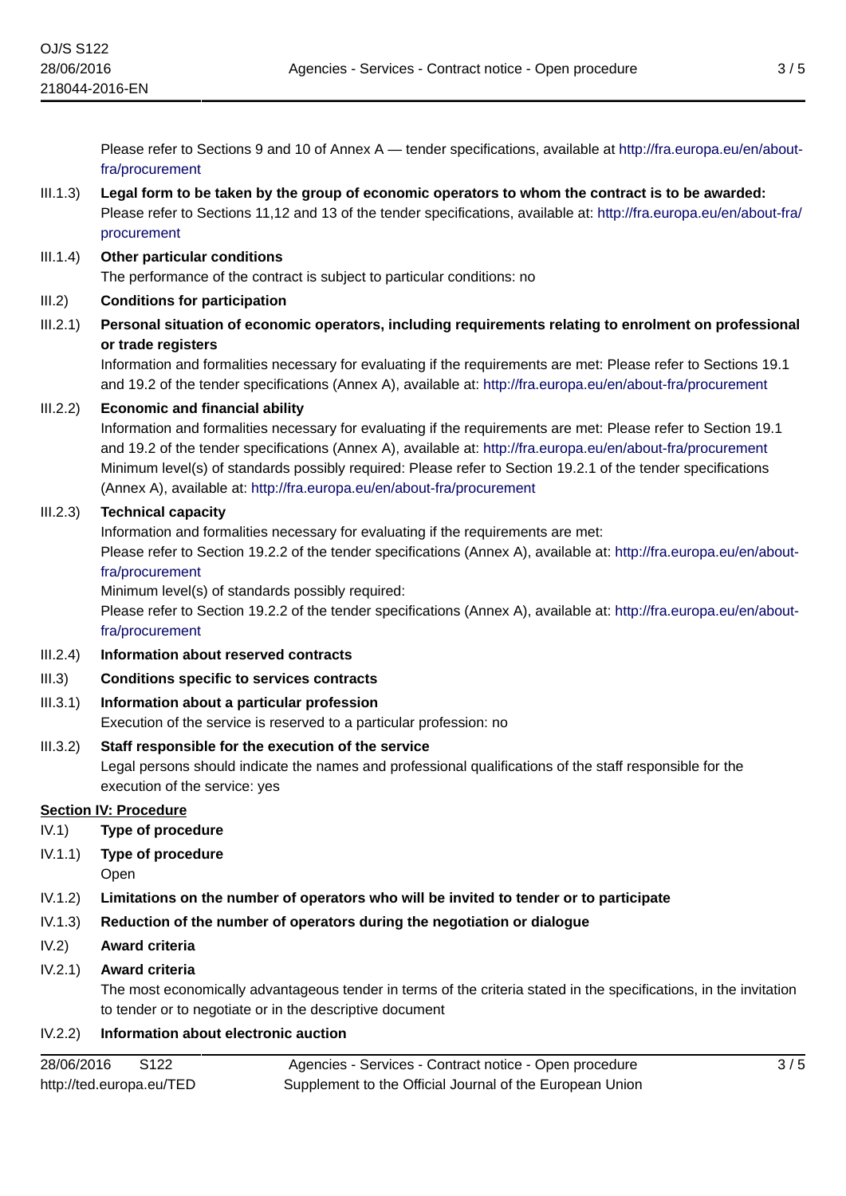Please refer to Sections 9 and 10 of Annex A — tender specifications, available at http://fra.europa.eu/en/about-fra/procurement

III.1.3) **Legal form to be taken by the group of economic operators to whom the contract is to be awarded:**
Please refer to Sections 11,12 and 13 of the tender specifications, available at: http://fra.europa.eu/en/about-fra/procurement

III.1.4) **Other particular conditions**
The performance of the contract is subject to particular conditions: no

III.2) **Conditions for participation**

III.2.1) **Personal situation of economic operators, including requirements relating to enrolment on professional or trade registers**
Information and formalities necessary for evaluating if the requirements are met: Please refer to Sections 19.1 and 19.2 of the tender specifications (Annex A), available at: http://fra.europa.eu/en/about-fra/procurement

III.2.2) **Economic and financial ability**
Information and formalities necessary for evaluating if the requirements are met: Please refer to Section 19.1 and 19.2 of the tender specifications (Annex A), available at: http://fra.europa.eu/en/about-fra/procurement
Minimum level(s) of standards possibly required: Please refer to Section 19.2.1 of the tender specifications (Annex A), available at: http://fra.europa.eu/en/about-fra/procurement

III.2.3) **Technical capacity**
Information and formalities necessary for evaluating if the requirements are met:
Please refer to Section 19.2.2 of the tender specifications (Annex A), available at: http://fra.europa.eu/en/about-fra/procurement
Minimum level(s) of standards possibly required:
Please refer to Section 19.2.2 of the tender specifications (Annex A), available at: http://fra.europa.eu/en/about-fra/procurement

III.2.4) **Information about reserved contracts**

III.3) **Conditions specific to services contracts**

III.3.1) **Information about a particular profession**
Execution of the service is reserved to a particular profession: no

III.3.2) **Staff responsible for the execution of the service**
Legal persons should indicate the names and professional qualifications of the staff responsible for the execution of the service: yes

## Section IV: Procedure

IV.1) **Type of procedure**

IV.1.1) **Type of procedure**
Open

IV.1.2) **Limitations on the number of operators who will be invited to tender or to participate**

IV.1.3) **Reduction of the number of operators during the negotiation or dialogue**

IV.2) **Award criteria**

IV.2.1) **Award criteria**
The most economically advantageous tender in terms of the criteria stated in the specifications, in the invitation to tender or to negotiate or in the descriptive document

IV.2.2) **Information about electronic auction**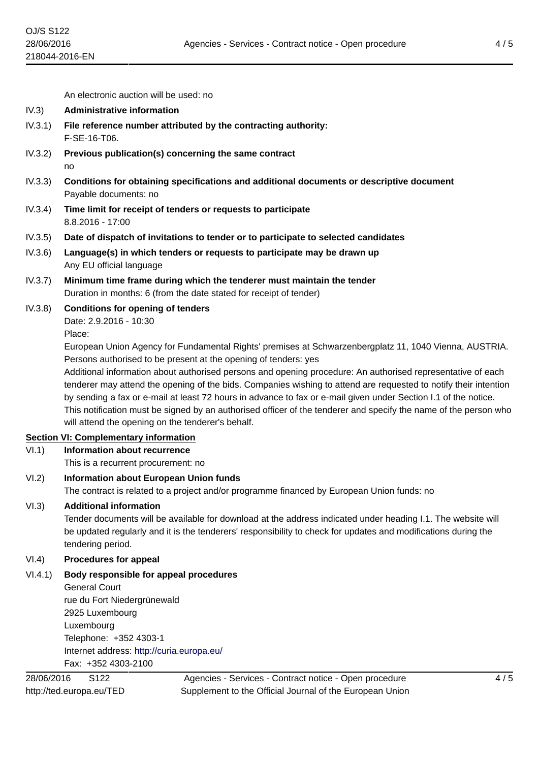An electronic auction will be used: no

IV.3) **Administrative information**

IV.3.1) **File reference number attributed by the contracting authority:**
F-SE-16-T06.

IV.3.2) **Previous publication(s) concerning the same contract**
no

IV.3.3) **Conditions for obtaining specifications and additional documents or descriptive document**
Payable documents: no

IV.3.4) **Time limit for receipt of tenders or requests to participate**
8.8.2016 - 17:00

IV.3.5) **Date of dispatch of invitations to tender or to participate to selected candidates**

IV.3.6) **Language(s) in which tenders or requests to participate may be drawn up**
Any EU official language

IV.3.7) **Minimum time frame during which the tenderer must maintain the tender**
Duration in months: 6 (from the date stated for receipt of tender)

IV.3.8) **Conditions for opening of tenders**
Date: 2.9.2016 - 10:30
Place:
European Union Agency for Fundamental Rights' premises at Schwarzenbergplatz 11, 1040 Vienna, AUSTRIA.
Persons authorised to be present at the opening of tenders: yes
Additional information about authorised persons and opening procedure: An authorised representative of each tenderer may attend the opening of the bids. Companies wishing to attend are requested to notify their intention by sending a fax or e-mail at least 72 hours in advance to fax or e-mail given under Section I.1 of the notice. This notification must be signed by an authorised officer of the tenderer and specify the name of the person who will attend the opening on the tenderer's behalf.

## Section VI: Complementary information

VI.1) **Information about recurrence**
This is a recurrent procurement: no

VI.2) **Information about European Union funds**
The contract is related to a project and/or programme financed by European Union funds: no

VI.3) **Additional information**
Tender documents will be available for download at the address indicated under heading I.1. The website will be updated regularly and it is the tenderers' responsibility to check for updates and modifications during the tendering period.

VI.4) **Procedures for appeal**

VI.4.1) **Body responsible for appeal procedures**
General Court
rue du Fort Niedergrünewald
2925 Luxembourg
Luxembourg
Telephone: +352 4303-1
Internet address: http://curia.europa.eu/
Fax: +352 4303-2100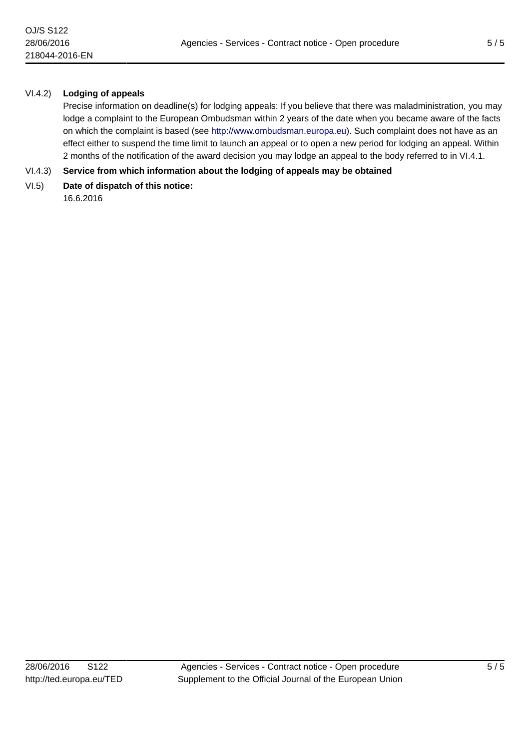VI.4.2) **Lodging of appeals**

Precise information on deadline(s) for lodging appeals: If you believe that there was maladministration, you may lodge a complaint to the European Ombudsman within 2 years of the date when you became aware of the facts on which the complaint is based (see http://www.ombudsman.europa.eu). Such complaint does not have as an effect either to suspend the time limit to launch an appeal or to open a new period for lodging an appeal. Within 2 months of the notification of the award decision you may lodge an appeal to the body referred to in VI.4.1.

VI.4.3) **Service from which information about the lodging of appeals may be obtained**

VI.5) **Date of dispatch of this notice:**

16.6.2016